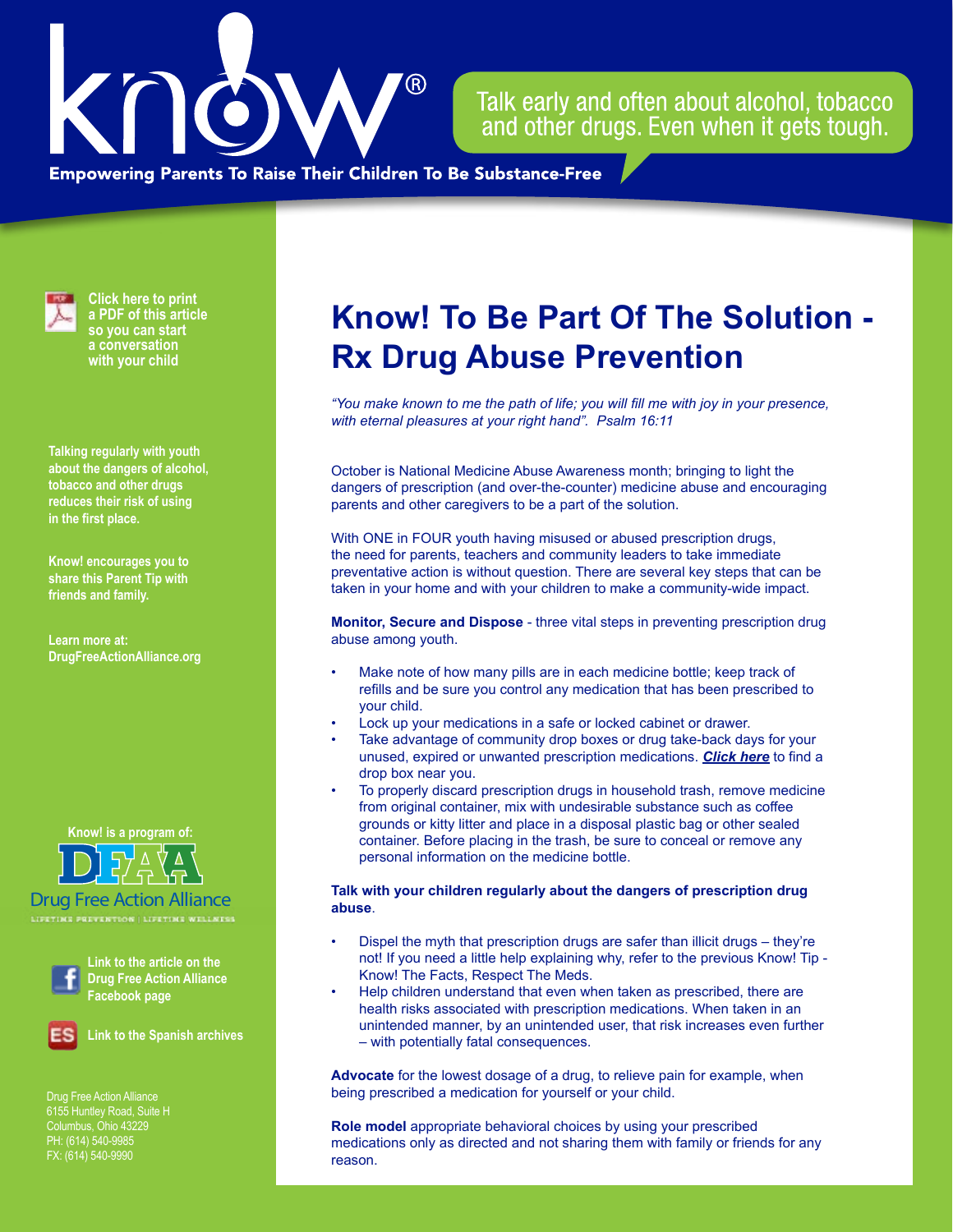know!®

Talk early and often about alcohol, tobacco and other drugs. Even when it gets tough.

**Empowering Parents To Raise Their Children To Be Substance-Free**

# Know! To Be Part Of The Solution - Rx Drug Abuse Prevention

*"You make known to me the path of life; you will fill me with joy in your presence, with eternal pleasures at your right hand". Psalm 16:11*

October is National Medicine Abuse Awareness month; bringing to light the dangers of prescription (and over-the-counter) medicine abuse and encouraging parents and other caregivers to be a part of the solution.

With ONE in FOUR youth having misused or abused prescription drugs, the need for parents, teachers and community leaders to take immediate preventative action is without question. There are several key steps that can be taken in your home and with your children to make a community-wide impact.

**Monitor, Secure and Dispose** - three vital steps in preventing prescription drug abuse among youth.

- Make note of how many pills are in each medicine bottle; keep track of refills and be sure you control any medication that has been prescribed to your child.
- Lock up your medications in a safe or locked cabinet or drawer.
- Take advantage of community drop boxes or drug take-back days for your unused, expired or unwanted prescription medications. ***Click here*** to find a drop box near you.
- To properly discard prescription drugs in household trash, remove medicine from original container, mix with undesirable substance such as coffee grounds or kitty litter and place in a disposal plastic bag or other sealed container. Before placing in the trash, be sure to conceal or remove any personal information on the medicine bottle.

**Talk with your children regularly about the dangers of prescription drug abuse**.

- Dispel the myth that prescription drugs are safer than illicit drugs – they're not! If you need a little help explaining why, refer to the previous Know! Tip - Know! The Facts, Respect The Meds.
- Help children understand that even when taken as prescribed, there are health risks associated with prescription medications. When taken in an unintended manner, by an unintended user, that risk increases even further – with potentially fatal consequences.

**Advocate** for the lowest dosage of a drug, to relieve pain for example, when being prescribed a medication for yourself or your child.

**Role model** appropriate behavioral choices by using your prescribed medications only as directed and not sharing them with family or friends for any reason.

**Click here to print a PDF of this article so you can start a conversation with your child**

**Talking regularly with youth about the dangers of alcohol, tobacco and other drugs reduces their risk of using in the first place.**

**Know! encourages you to share this Parent Tip with friends and family.**

**Learn more at: DrugFreeActionAlliance.org**

**Know! is a program of:**

DFAA
Drug Free Action Alliance
LIFETIME PREVENTION | LIFETIME WELLNESS

**Link to the article on the Drug Free Action Alliance Facebook page**

**Link to the Spanish archives**

Drug Free Action Alliance
6155 Huntley Road, Suite H
Columbus, Ohio 43229
PH: (614) 540-9985
FX: (614) 540-9990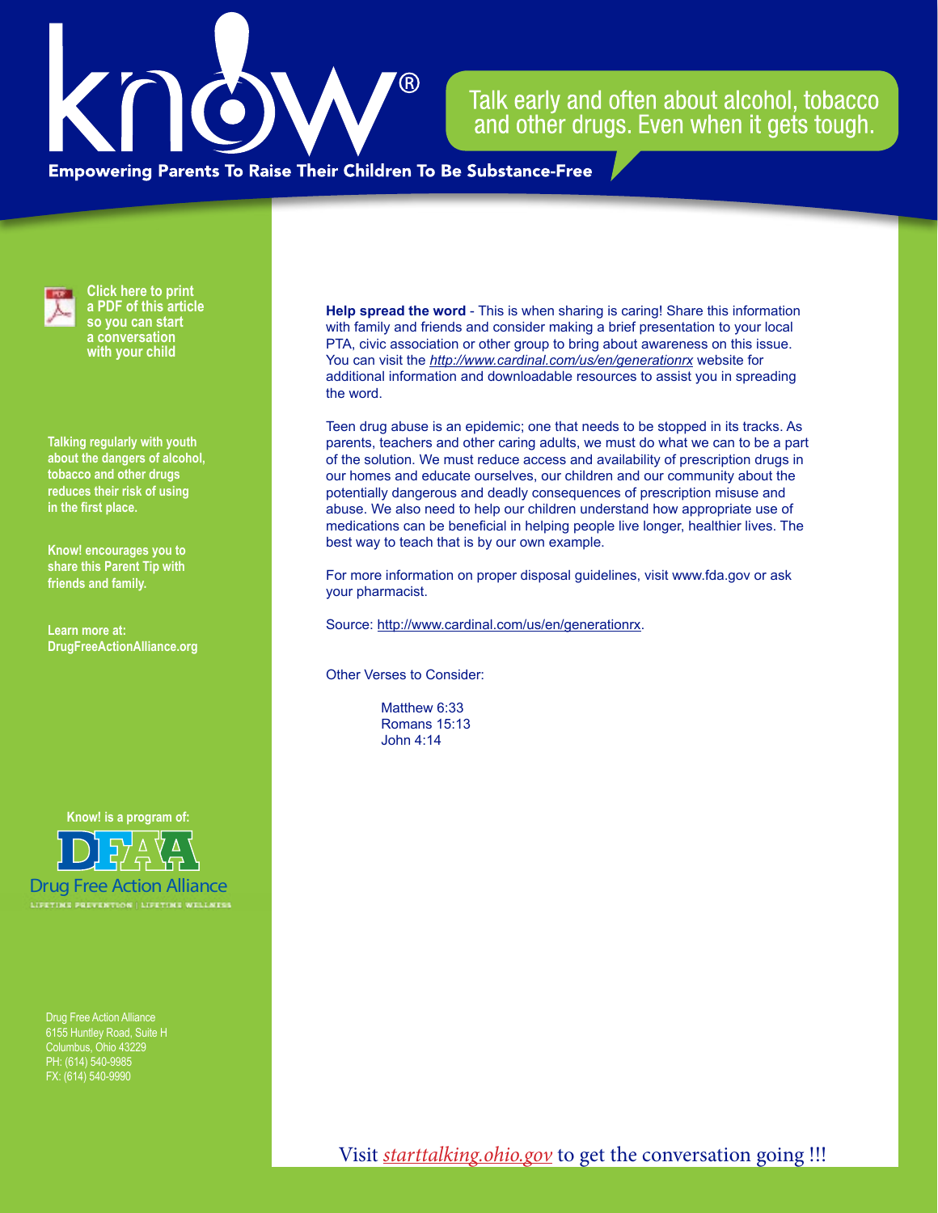# know!®

Talk early and often about alcohol, tobacco and other drugs. Even when it gets tough.

**Empowering Parents To Raise Their Children To Be Substance-Free**

**Click here to print a PDF of this article so you can start a conversation with your child**

**Talking regularly with youth about the dangers of alcohol, tobacco and other drugs reduces their risk of using in the first place.**

**Know! encourages you to share this Parent Tip with friends and family.**

**Learn more at: DrugFreeActionAlliance.org**

**Help spread the word** - This is when sharing is caring! Share this information with family and friends and consider making a brief presentation to your local PTA, civic association or other group to bring about awareness on this issue. You can visit the *http://www.cardinal.com/us/en/generationrx* website for additional information and downloadable resources to assist you in spreading the word.

Teen drug abuse is an epidemic; one that needs to be stopped in its tracks. As parents, teachers and other caring adults, we must do what we can to be a part of the solution. We must reduce access and availability of prescription drugs in our homes and educate ourselves, our children and our community about the potentially dangerous and deadly consequences of prescription misuse and abuse. We also need to help our children understand how appropriate use of medications can be beneficial in helping people live longer, healthier lives. The best way to teach that is by our own example.

For more information on proper disposal guidelines, visit www.fda.gov or ask your pharmacist.

Source: http://www.cardinal.com/us/en/generationrx.

Other Verses to Consider:

Matthew 6:33
Romans 15:13
John 4:14

**Know! is a program of:**

DFAA
Drug Free Action Alliance
LIFETIME PREVENTION | LIFETIME WELLNESS

Drug Free Action Alliance
6155 Huntley Road, Suite H
Columbus, Ohio 43229
PH: (614) 540-9985
FX: (614) 540-9990

Visit *starttalking.ohio.gov* to get the conversation going !!!